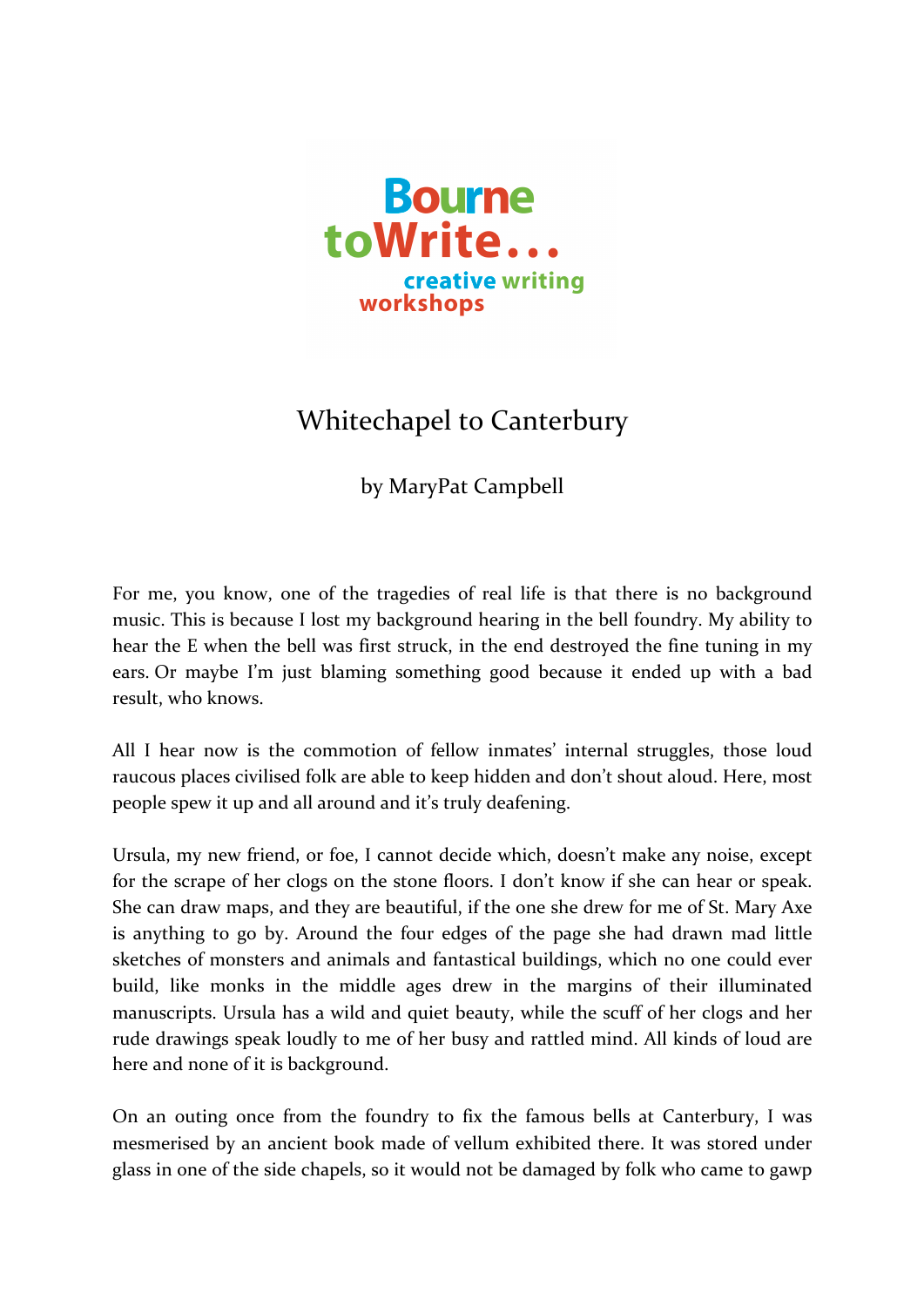Bourne toWrite... creative writing workshops

# Whitechapel to Canterbury

by MaryPat Campbell

For me, you know, one of the tragedies of real life is that there is no background music. This is because I lost my background hearing in the bell foundry. My ability to hear the E when the bell was first struck, in the end destroyed the fine tuning in my ears. Or maybe I'm just blaming something good because it ended up with a bad result, who knows.

All I hear now is the commotion of fellow inmates' internal struggles, those loud raucous places civilised folk are able to keep hidden and don't shout aloud. Here, most people spew it up and all around and it's truly deafening.

Ursula, my new friend, or foe, I cannot decide which, doesn't make any noise, except for the scrape of her clogs on the stone floors. I don't know if she can hear or speak. She can draw maps, and they are beautiful, if the one she drew for me of St. Mary Axe is anything to go by. Around the four edges of the page she had drawn mad little sketches of monsters and animals and fantastical buildings, which no one could ever build, like monks in the middle ages drew in the margins of their illuminated manuscripts. Ursula has a wild and quiet beauty, while the scuff of her clogs and her rude drawings speak loudly to me of her busy and rattled mind. All kinds of loud are here and none of it is background.

On an outing once from the foundry to fix the famous bells at Canterbury, I was mesmerised by an ancient book made of vellum exhibited there. It was stored under glass in one of the side chapels, so it would not be damaged by folk who came to gawp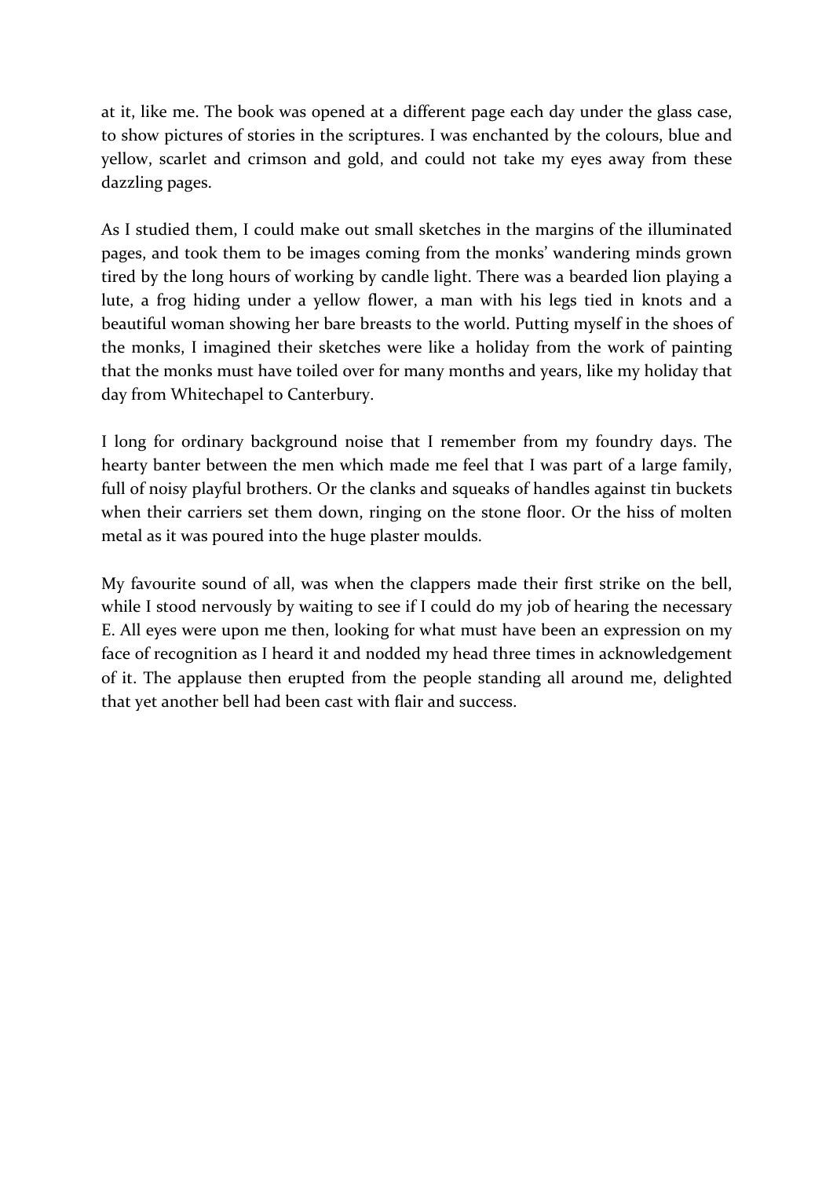at it, like me. The book was opened at a different page each day under the glass case, to show pictures of stories in the scriptures. I was enchanted by the colours, blue and yellow, scarlet and crimson and gold, and could not take my eyes away from these dazzling pages.

As I studied them, I could make out small sketches in the margins of the illuminated pages, and took them to be images coming from the monks' wandering minds grown tired by the long hours of working by candle light. There was a bearded lion playing a lute, a frog hiding under a yellow flower, a man with his legs tied in knots and a beautiful woman showing her bare breasts to the world. Putting myself in the shoes of the monks, I imagined their sketches were like a holiday from the work of painting that the monks must have toiled over for many months and years, like my holiday that day from Whitechapel to Canterbury.

I long for ordinary background noise that I remember from my foundry days. The hearty banter between the men which made me feel that I was part of a large family, full of noisy playful brothers. Or the clanks and squeaks of handles against tin buckets when their carriers set them down, ringing on the stone floor. Or the hiss of molten metal as it was poured into the huge plaster moulds.

My favourite sound of all, was when the clappers made their first strike on the bell, while I stood nervously by waiting to see if I could do my job of hearing the necessary E. All eyes were upon me then, looking for what must have been an expression on my face of recognition as I heard it and nodded my head three times in acknowledgement of it. The applause then erupted from the people standing all around me, delighted that yet another bell had been cast with flair and success.